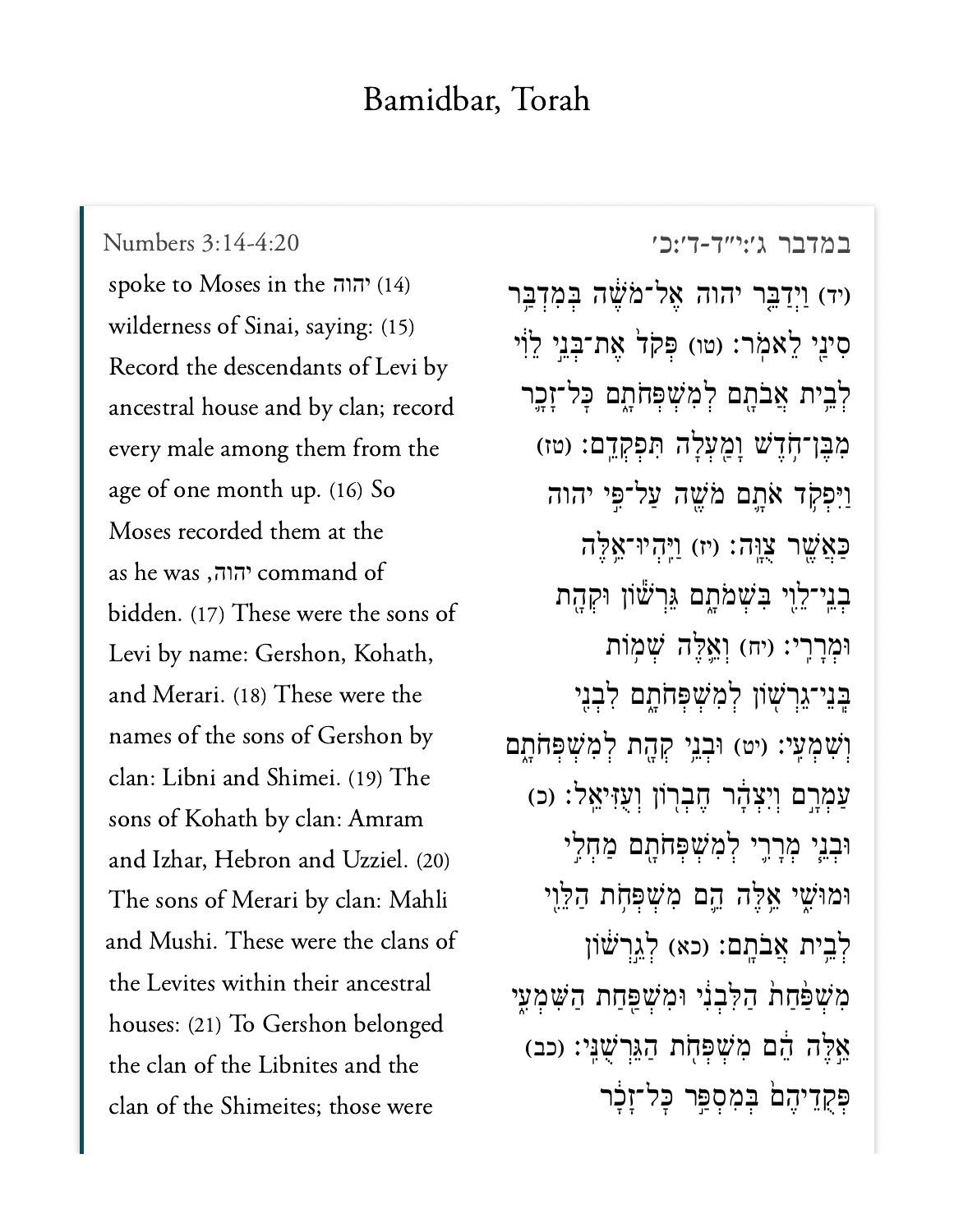# Bamidbar, Torah

Numbers 3:14-4:20

(14) יהוה spoke to Moses in the wilderness of Sinai, saying: (15) Record the descendants of Levi by ancestral house and by clan; record every male among them from the age of one month up. (16) So Moses recorded them at the command of יהוה, as he was bidden. (17) These were the sons of Levi by name: Gershon, Kohath, and Merari. (18) These were the names of the sons of Gershon by clan: Libni and Shimei. (19) The sons of Kohath by clan: Amram and Izhar, Hebron and Uzziel. (20) The sons of Merari by clan: Mahli and Mushi. These were the clans of the Levites within their ancestral houses: (21) To Gershon belonged the clan of the Libnites and the clan of the Shimeites; those were

במדבר ג׳:י״ד-ד׳:כ׳

(יד) וַיְדַבֵּר יהוה אֶל־מֹשֶׁה בְמִדְבַּר סִינַי לֵאמֹר׃ (טו) פְּקֹד אֶת־בְּנֵי לֵוִי לְבֵית אֲבֹתָם לְמִשְׁפְּחֹתָם כָּל־זָכָר מִבֶּן־חֹדֶשׁ וָמַעְלָה תִּפְקְדֵם׃ (טז) וַיִּפְקֹד אֹתָם מֹשֶׁה עַל־פִּי יהוה כַּאֲשֶׁר צֻוָּה׃ (יז) וַיִּהְיוּ־אֵלֶּה בְנֵי־לֵוִי בִּשְׁמֹתָם גֵּרְשׁוֹן וּקְהָת וּמְרָרִי׃ (יח) וְאֵלֶּה שְׁמוֹת בְּנֵי־גֵרְשׁוֹן לְמִשְׁפְּחֹתָם לִבְנִי וְשִׁמְעִי׃ (יט) וּבְנֵי קְהָת לְמִשְׁפְּחֹתָם עַמְרָם וְיִצְהָר חֶבְרוֹן וְעֻזִּיאֵל׃ (כ) וּבְנֵי מְרָרִי לְמִשְׁפְּחֹתָם מַחְלִי וּמוּשִׁי אֵלֶּה הֵם מִשְׁפְּחֹת הַלֵּוִי לְבֵית אֲבֹתָם׃ (כא) לְגֵרְשׁוֹן מִשְׁפַּחַת הַלִּבְנִי וּמִשְׁפַּחַת הַשִּׁמְעִי אֵלֶּה הֵם מִשְׁפְּחֹת הַגֵּרְשֻׁנִּי׃ (כב) פְּקֻדֵיהֶם בְּמִסְפַּר כָּל־זָכָר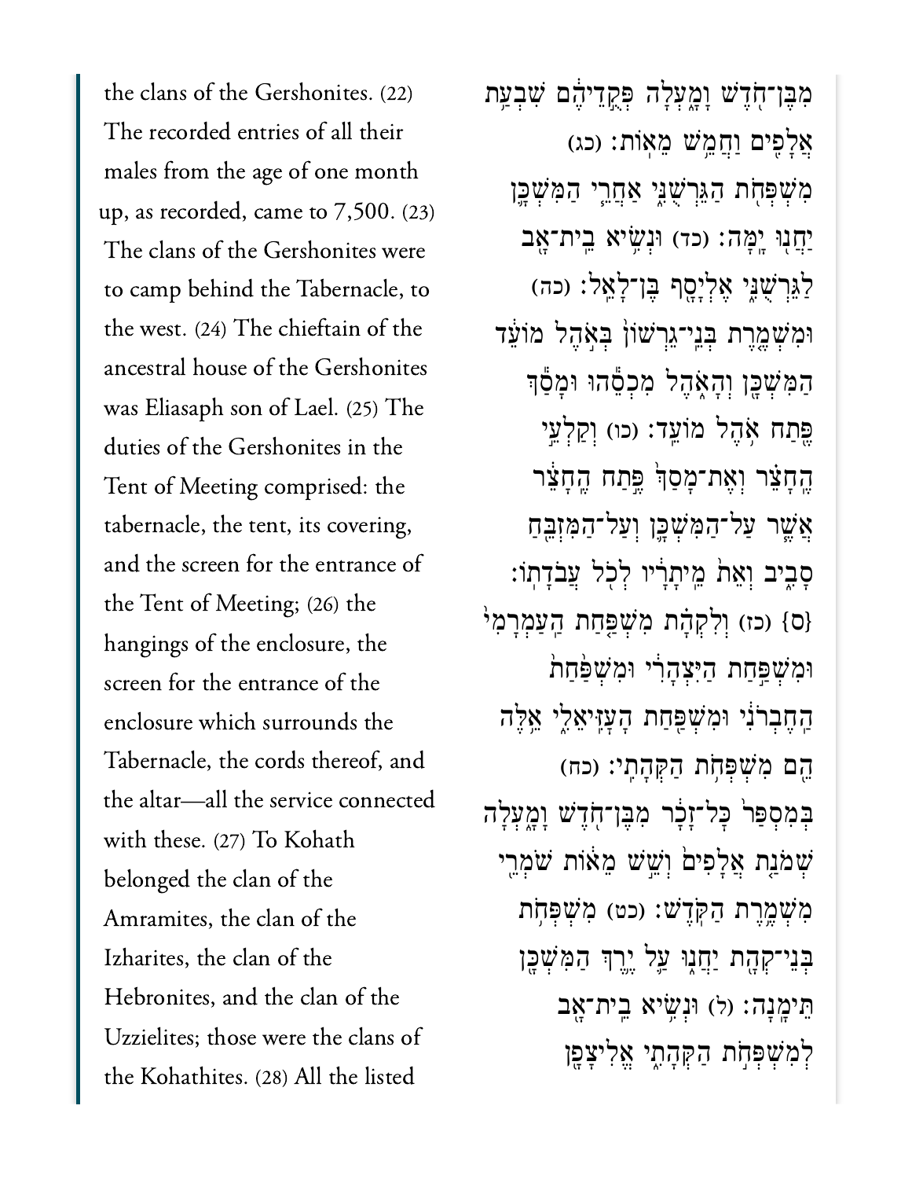the clans of the Gershonites. (22) The recorded entries of all their males from the age of one month up, as recorded, came to 7,500. (23) The clans of the Gershonites were to camp behind the Tabernacle, to the west. (24) The chieftain of the ancestral house of the Gershonites was Eliasaph son of Lael. (25) The duties of the Gershonites in the Tent of Meeting comprised: the tabernacle, the tent, its covering, and the screen for the entrance of the Tent of Meeting; (26) the hangings of the enclosure, the screen for the entrance of the enclosure which surrounds the Tabernacle, the cords thereof, and the altar—all the service connected with these. (27) To Kohath belonged the clan of the Amramites, the clan of the Izharites, the clan of the Hebronites, and the clan of the Uzzielites; those were the clans of the Kohathites. (28) All the listed

מִבֶּן־חֹ֥דֶשׁ וָמַ֖עְלָה פְּקֻדֵיהֶ֕ם שִׁבְעַ֥ת אֲלָפִ֖ים וַחֲמֵ֥שׁ מֵאֽוֹת׃ (כג) מִשְׁפְּחֹ֖ת הַגֵּרְשֻׁנִּ֑י אַחֲרֵ֧י הַמִּשְׁכָּ֛ן יַחֲנ֖וּ יָֽמָּה׃ (כד) וּנְשִׂ֥יא בֵֽית־אָ֖ב לַגֵּרְשֻׁנִּ֑י אֶלְיָסָ֖ף בֶּן־לָאֵֽל׃ (כה) וּמִשְׁמֶ֤רֶת בְּנֵֽי־גֵרְשׁוֹן֙ בְּאֹ֣הֶל מוֹעֵ֔ד הַמִּשְׁכָּ֖ן וְהָאֹ֑הֶל מִכְסֵ֕הוּ וּמָסַ֕ךְ פֶּ֖תַח אֹ֥הֶל מוֹעֵֽד׃ (כו) וְקַלְעֵ֣י הֶֽחָצֵ֗ר וְאֶת־מָסַךְ֙ פֶּ֣תַח הֶֽחָצֵ֔ר אֲשֶׁ֧ר עַל־הַמִּשְׁכָּ֛ן וְעַל־הַמִּזְבֵּ֖חַ סָבִ֑יב וְאֵת֙ מֵֽיתָרָ֔יו לְכֹ֖ל עֲבֹדָתֽוֹ׃ {ס} (כז) וְלִקְהָ֗ת מִשְׁפַּ֤חַת הָֽעַמְרָמִי֙ וּמִשְׁפַּ֣חַת הַיִּצְהָרִ֔י וּמִשְׁפַּ֙חַת֙ הַֽחֶבְרֹנִ֔י וּמִשְׁפַּ֖חַת הָֽעָזִּיאֵלִ֑י אֵ֥לֶּה הֵ֖ם מִשְׁפְּחֹ֥ת הַקְּהָתִֽי׃ (כח) בְּמִסְפַּר֙ כָּל־זָכָ֔ר מִבֶּן־חֹ֖דֶשׁ וָמָ֑עְלָה שְׁמֹנַ֤ת אֲלָפִים֙ וְשֵׁ֣שׁ מֵא֔וֹת שֹׁמְרֵ֖י מִשְׁמֶ֥רֶת הַקֹּֽדֶשׁ׃ (כט) מִשְׁפְּחֹ֥ת בְּנֵֽי־קְהָ֖ת יַחֲנ֑וּ עַ֛ל יֶ֥רֶךְ הַמִּשְׁכָּ֖ן תֵּימָֽנָה׃ (ל) וּנְשִׂ֥יא בֵֽית־אָ֖ב לְמִשְׁפְּחֹ֣ת הַקְּהָתִ֑י אֱלִֽיצָפָ֖ן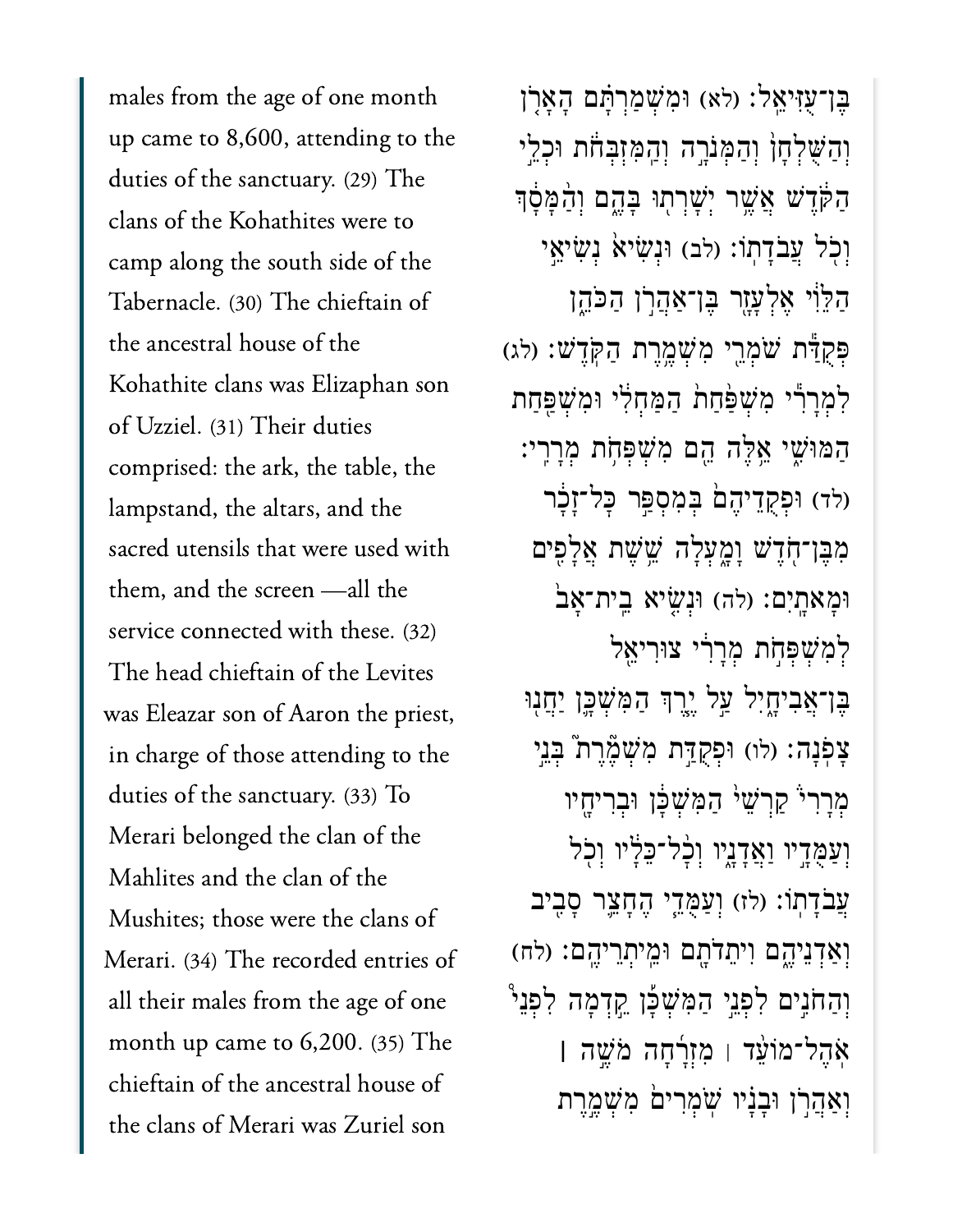males from the age of one month up came to 8,600, attending to the duties of the sanctuary. (29) The clans of the Kohathites were to camp along the south side of the Tabernacle. (30) The chieftain of the ancestral house of the Kohathite clans was Elizaphan son of Uzziel. (31) Their duties comprised: the ark, the table, the lampstand, the altars, and the sacred utensils that were used with them, and the screen —all the service connected with these. (32) The head chieftain of the Levites was Eleazar son of Aaron the priest, in charge of those attending to the duties of the sanctuary. (33) To Merari belonged the clan of the Mahlites and the clan of the Mushites; those were the clans of Merari. (34) The recorded entries of all their males from the age of one month up came to 6,200. (35) The chieftain of the ancestral house of the clans of Merari was Zuriel son

בֶּן־עֻזִּיאֵל׃ (לא) וּמִשְׁמַרְתָּם הָאָרֹן וְהַשֻּׁלְחָן וְהַמְּנֹרָה וְהַמִּזְבְּחֹת וּכְלֵי הַקֹּדֶשׁ אֲשֶׁר יְשָׁרְתוּ בָּהֶם וְהַמָּסָךְ וְכֹל עֲבֹדָתוֹ׃ (לב) וּנְשִׂיא נְשִׂיאֵי הַלֵּוִי אֶלְעָזָר בֶּן־אַהֲרֹן הַכֹּהֵן פְּקֻדַּת שֹׁמְרֵי מִשְׁמֶרֶת הַקֹּדֶשׁ׃ (לג) לִמְרָרִי מִשְׁפַּחַת הַמַּחְלִי וּמִשְׁפַּחַת הַמּוּשִׁי אֵלֶּה הֵם מִשְׁפְּחֹת מְרָרִי׃ (לד) וּפְקֻדֵיהֶם בְּמִסְפַּר כָּל־זָכָר מִבֶּן־חֹדֶשׁ וָמָעְלָה שֵׁשֶׁת אֲלָפִים וּמָאתָיִם׃ (לה) וּנְשִׂיא בֵית־אָב לְמִשְׁפְּחֹת מְרָרִי צוּרִיאֵל בֶּן־אֲבִיחָיִל עַל יֶרֶךְ הַמִּשְׁכָּן יַחֲנוּ צָפֹנָה׃ (לו) וּפְקֻדַּת מִשְׁמֶרֶת בְּנֵי מְרָרִי קַרְשֵׁי הַמִּשְׁכָּן וּבְרִיחָיו וְעַמֻּדָיו וַאֲדָנָיו וְכָל־כֵּלָיו וְכֹל עֲבֹדָתוֹ׃ (לז) וְעַמֻּדֵי הֶחָצֵר סָבִיב וְאַדְנֵיהֶם וִיתֵדֹתָם וּמֵיתְרֵיהֶם׃ (לח) וְהַחֹנִים לִפְנֵי הַמִּשְׁכָּן קֵדְמָה לִפְנֵי אֹהֶל־מוֹעֵד ׀ מִזְרָחָה מֹשֶׁה ׀ וְאַהֲרֹן וּבָנָיו שֹׁמְרִים מִשְׁמֶרֶת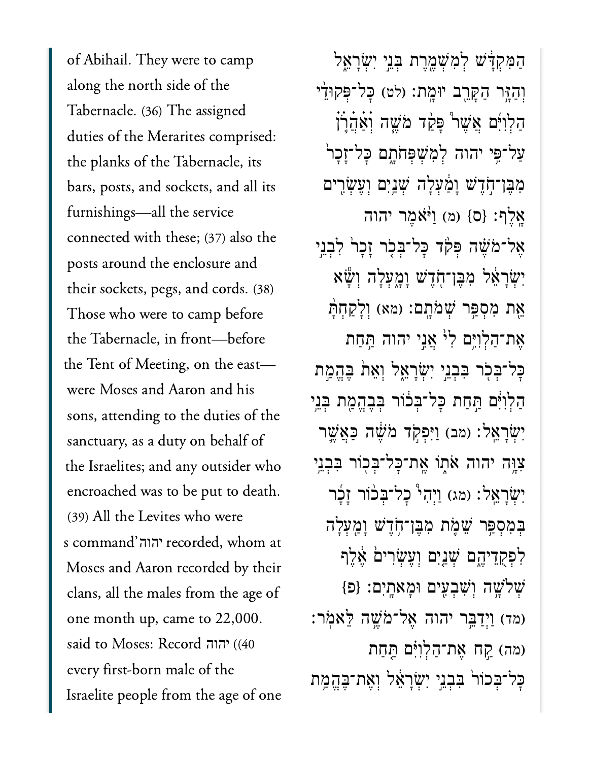of Abihail. They were to camp along the north side of the Tabernacle. (36) The assigned duties of the Merarites comprised: the planks of the Tabernacle, its bars, posts, and sockets, and all its furnishings—all the service connected with these; (37) also the posts around the enclosure and their sockets, pegs, and cords. (38) Those who were to camp before the Tabernacle, in front—before the Tent of Meeting, on the east—were Moses and Aaron and his sons, attending to the duties of the sanctuary, as a duty on behalf of the Israelites; and any outsider who encroached was to be put to death. (39) All the Levites who were recorded, whom at יהוה's command Moses and Aaron recorded by their clans, all the males from the age of one month up, came to 22,000. (40) יהוה said to Moses: Record every first-born male of the Israelite people from the age of one

הַמִּקְדָּ֔שׁ לְמִשְׁמֶ֖רֶת בְּנֵ֣י יִשְׂרָאֵ֑ל וְהַזָּ֥ר הַקָּרֵ֖ב יוּמָֽת׃ (לט) כׇּל־פְּקוּדֵ֨י הַלְוִיִּ֜ם אֲשֶׁ֨ר פָּקַ֥ד מֹשֶׁ֛ה וְאַהֲרֹ֖ן עַל־פִּ֥י יהוה לְמִשְׁפְּחֹתָ֑ם כׇּל־זָכָר֙ מִבֶּן־חֹ֣דֶשׁ וָמַ֔עְלָה שְׁנַ֥יִם וְעֶשְׂרִ֖ים אָֽלֶף׃ {ס} (מ) וַיֹּ֨אמֶר יהוה אֶל־מֹשֶׁ֗ה פְּקֹ֨ד כׇּל־בְּכֹ֤ר זָכָר֙ לִבְנֵ֣י יִשְׂרָאֵ֔ל מִבֶּן־חֹ֖דֶשׁ וָמָ֑עְלָה וְשָׂ֕א אֵ֖ת מִסְפַּ֥ר שְׁמֹתָֽם׃ (מא) וְלָקַחְתָּ֨ אֶת־הַלְוִיִּ֥ם לִי֙ אֲנִ֣י יהוה תַּ֥חַת כׇּל־בְּכֹ֖ר בִּבְנֵ֣י יִשְׂרָאֵ֑ל וְאֵת֙ בֶּהֱמַ֣ת הַלְוִיִּ֔ם תַּ֣חַת כׇּל־בְּכ֔וֹר בְּבֶהֱמַ֖ת בְּנֵ֥י יִשְׂרָאֵֽל׃ (מב) וַיִּפְקֹ֣ד מֹשֶׁ֔ה כַּאֲשֶׁ֛ר צִוָּ֥ה יהוה אֹת֑וֹ אֶת־כׇּל־בְּכ֖וֹר בִּבְנֵ֥י יִשְׂרָאֵֽל׃ (מג) וַיְהִ֨י כׇל־בְּכ֜וֹר זָכָ֨ר בְּמִסְפַּ֥ר שֵׁמֹ֛ת מִבֶּן־חֹ֥דֶשׁ וָמַ֖עְלָה לִפְקֻדֵיהֶ֑ם שְׁנַ֤יִם וְעֶשְׂרִים֙ אֶ֔לֶף שְׁלֹשָׁ֥ה וְשִׁבְעִ֖ים וּמָאתָֽיִם׃ {פ} (מד) וַיְדַבֵּ֥ר יהוה אֶל־מֹשֶׁ֥ה לֵּאמֹֽר׃ (מה) קַ֣ח אֶת־הַלְוִיִּ֗ם תַּ֤חַת כׇּל־בְּכוֹר֙ בִּבְנֵ֣י יִשְׂרָאֵ֔ל וְאֶת־בֶּהֱמַ֥ת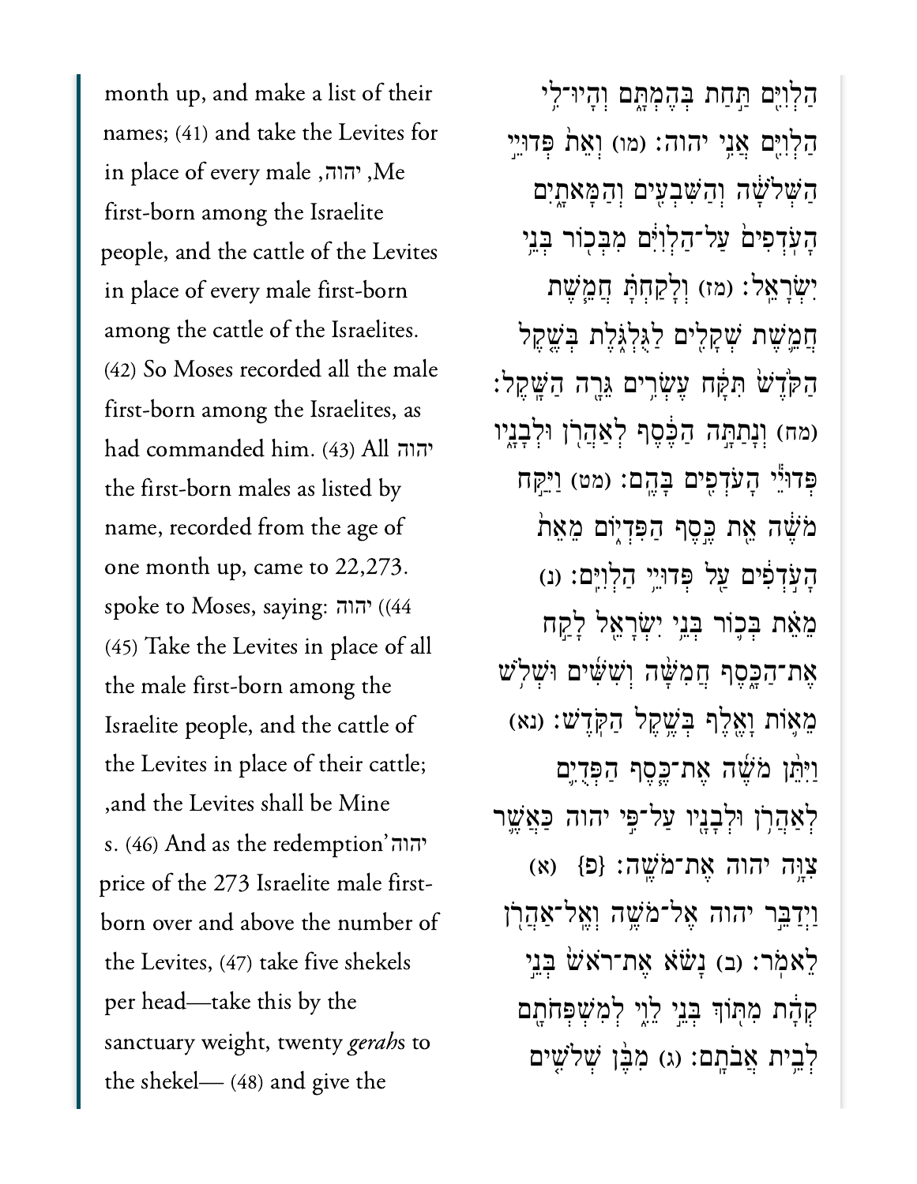month up, and make a list of their names; (41) and take the Levites for Me, יהוה, in place of every male first-born among the Israelite people, and the cattle of the Levites in place of every male first-born among the cattle of the Israelites. (42) So Moses recorded all the male first-born among the Israelites, as יהוה had commanded him. (43) All the first-born males as listed by name, recorded from the age of one month up, came to 22,273.

(44) יהוה spoke to Moses, saying: (45) Take the Levites in place of all the male first-born among the Israelite people, and the cattle of the Levites in place of their cattle; and the Levites shall be Mine, יהוה's. (46) And as the redemption price of the 273 Israelite male first-born over and above the number of the Levites, (47) take five shekels per head—take this by the sanctuary weight, twenty *gerah*s to the shekel— (48) and give the

הַלְוִיִּ֔ם תַּ֖חַת בְּהֶמְתָּ֑ם וְהָיוּ־לִ֥י הַלְוִיִּ֖ם אֲנִ֥י יהוה׃ (מו) וְאֵת֙ פְּדוּיֵ֣ הַשְּׁלֹשָׁ֗ה וְהַשִּׁבְעִ֛ים וְהַמָּאתָ֖יִם הָעֹֽדְפִים֙ עַל־הַלְוִיִּ֔ם מִבְּכ֖וֹר בְּנֵ֥י יִשְׂרָאֵֽל׃ (מז) וְלָֽקַחְתָּ֗ חֲמֵ֧שֶׁת חֲמֵ֛שֶׁת שְׁקָלִ֖ים לַגֻּלְגֹּ֑לֶת בְּשֶׁ֤קֶל הַקֹּ֙דֶשׁ֙ תִּקָּ֔ח עֶשְׂרִ֥ים גֵּרָ֖ה הַשָּֽׁקֶל׃ (מח) וְנָתַתָּ֣ה הַכֶּ֔סֶף לְאַהֲרֹ֖ן וּלְבָנָ֑יו פְּדוּיֵ֖ הָעֹדְפִ֥ים בָּהֶֽם׃ (מט) וַיִּקַּ֣ח מֹשֶׁ֔ה אֵ֖ת כֶּ֣סֶף הַפִּדְי֑וֹם מֵאֵת֙ הָעֹ֣דְפִ֔ים עַ֖ל פְּדוּיֵ֥ הַלְוִיִּֽם׃ (נ) מֵאֵ֗ת בְּכ֛וֹר בְּנֵ֥י יִשְׂרָאֵ֖ל לָקַ֣ח אֶת־הַכָּ֑סֶף חֲמִשָּׁ֨ה וְשִׁשִּׁ֜ים וּשְׁלֹ֥שׁ מֵא֛וֹת וָאֶ֖לֶף בְּשֶׁ֥קֶל הַקֹּֽדֶשׁ׃ (נא) וַיִּתֵּ֨ן מֹשֶׁ֜ה אֶת־כֶּ֧סֶף הַפְּדֻיִ֛ם לְאַהֲרֹ֥ן וּלְבָנָ֖יו עַל־פִּ֣י יהוה כַּאֲשֶׁ֛ר צִוָּ֥ה יהוה אֶת־מֹשֶֽׁה׃ {פ} (א) וַיְדַבֵּ֣ר יהוה אֶל־מֹשֶׁ֥ה וְאֶֽל־אַהֲרֹ֖ן לֵאמֹֽר׃ (ב) נָשֹׂ֗א אֶת־רֹאשׁ֙ בְּנֵ֣י קְהָ֔ת מִתּ֖וֹךְ בְּנֵ֣י לֵוִ֑י לְמִשְׁפְּחֹתָ֖ם לְבֵ֥ית אֲבֹתָֽם׃ (ג) מִבֶּ֨ן שְׁלֹשִׁ֥ים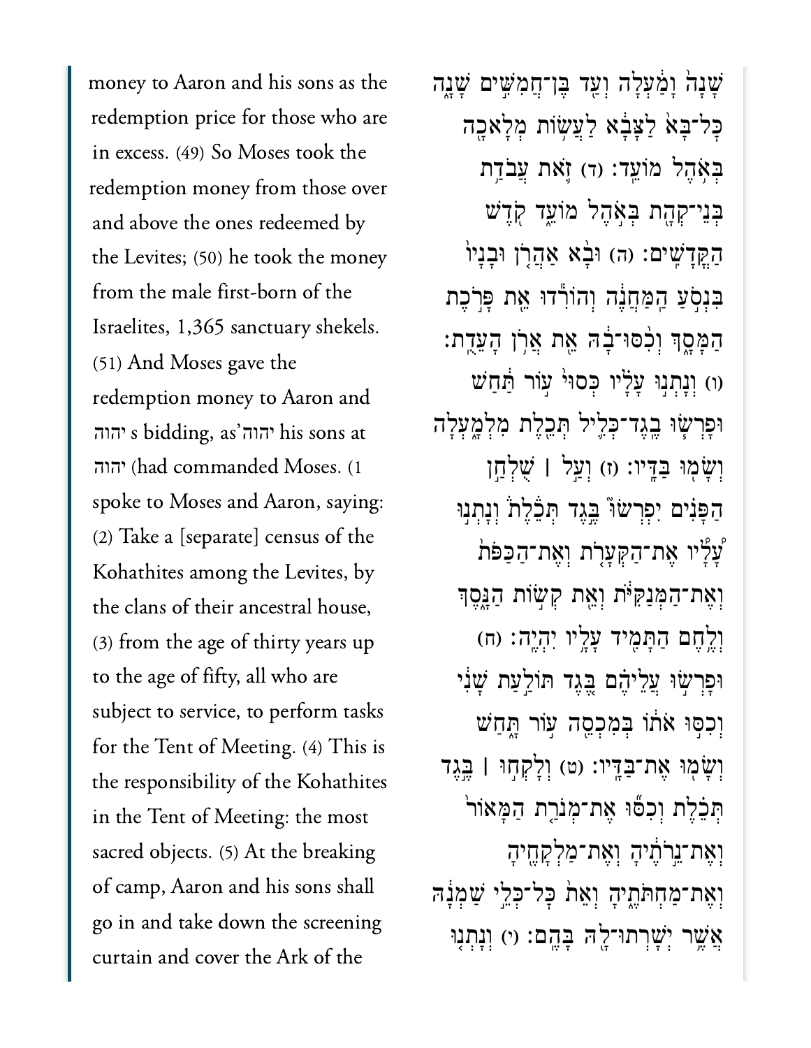money to Aaron and his sons as the redemption price for those who are in excess. (49) So Moses took the redemption money from those over and above the ones redeemed by the Levites; (50) he took the money from the male first-born of the Israelites, 1,365 sanctuary shekels. (51) And Moses gave the redemption money to Aaron and his sons at יהוה's bidding, as יהוה had commanded Moses. (1) יהוה spoke to Moses and Aaron, saying: (2) Take a [separate] census of the Kohathites among the Levites, by the clans of their ancestral house, (3) from the age of thirty years up to the age of fifty, all who are subject to service, to perform tasks for the Tent of Meeting. (4) This is the responsibility of the Kohathites in the Tent of Meeting: the most sacred objects. (5) At the breaking of camp, Aaron and his sons shall go in and take down the screening curtain and cover the Ark of the

שָׁנָ֙ה וָמַ֔עְלָה וְעַ֖ד בֶּן־חֲמִשִּׁ֣ים שָׁנָ֑ה כָּל־בָּא֙ לַצָּבָ֔א לַעֲשׂ֥וֹת מְלָאכָ֖ה בְּאֹ֥הֶל מוֹעֵֽד׃ (ד) זֹ֛את עֲבֹדַ֥ת בְּנֵי־קְהָ֖ת בְּאֹ֣הֶל מוֹעֵ֑ד קֹ֖דֶשׁ הַקֳּדָשִֽׁים׃ (ה) וּבָ֨א אַהֲרֹ֤ן וּבָנָיו֙ בִּנְסֹ֣עַ הַֽמַּחֲנֶ֔ה וְהוֹרִ֕דוּ אֵ֖ת פָּרֹ֣כֶת הַמָּסָ֑ךְ וְכִ֨סּוּ־בָ֔הּ אֵ֖ת אֲרֹ֥ן הָעֵדֻֽת׃ (ו) וְנָתְנ֣וּ עָלָ֗יו כְּסוּי֙ ע֣וֹר תַּ֔חַשׁ וּפָרְשׂ֧וּ בֶֽגֶד־כְּלִ֛יל תְּכֵ֖לֶת מִלְמָ֑עְלָה וְשָׂמ֖וּ בַּדָּֽיו׃ (ז) וְעַ֣ל ׀ שֻׁלְחַ֣ן הַפָּנִ֗ים יִפְרְשׂוּ֮ בֶּ֣גֶד תְּכֵלֶת֒ וְנָתְנ֣וּ עָ֠לָיו אֶת־הַקְּעָרֹ֤ת וְאֶת־הַכַּפֹּת֙ וְאֶת־הַֽמְּנַקִּיֹּ֔ת וְאֵ֖ת קְשׂ֣וֹת הַנָּ֑סֶךְ וְלֶ֥חֶם הַתָּמִ֖יד עָלָ֥יו יִהְיֶֽה׃ (ח) וּפָרְשׂ֣וּ עֲלֵיהֶ֗ם בֶּ֚גֶד תּוֹלַ֣עַת שָׁנִ֔י וְכִסּ֣וּ אֹת֔וֹ בְּמִכְסֵ֖ה ע֣וֹר תָּ֑חַשׁ וְשָׂמ֖וּ אֶת־בַּדָּֽיו׃ (ט) וְלָקְח֣וּ ׀ בֶּ֣גֶד תְּכֵ֗לֶת וְכִסּ֞וּ אֶת־מְנֹרַ֤ת הַמָּאוֹר֙ וְאֶת־נֵ֣רֹתֶ֔יהָ וְאֶת־מַלְקָחֶ֖יהָ וְאֶת־מַחְתֹּתֶ֑יהָ וְאֵת֙ כָּל־כְּלֵ֣י שַׁמְנָ֔הּ אֲשֶׁ֥ר יְשָׁרְתוּ־לָ֖הּ בָּהֶֽם׃ (י) וְנָתְנ֣וּ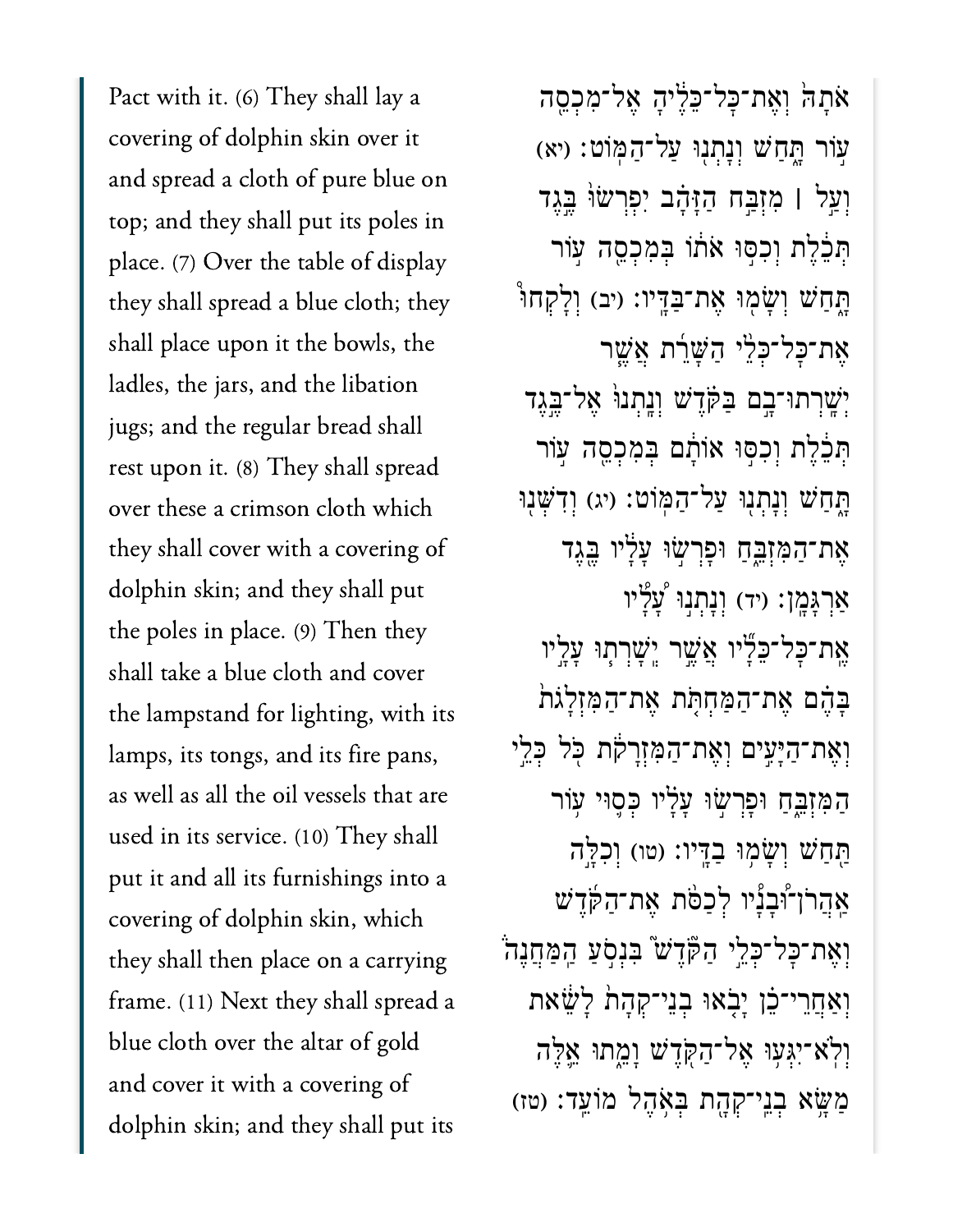Pact with it. (6) They shall lay a covering of dolphin skin over it and spread a cloth of pure blue on top; and they shall put its poles in place. (7) Over the table of display they shall spread a blue cloth; they shall place upon it the bowls, the ladles, the jars, and the libation jugs; and the regular bread shall rest upon it. (8) They shall spread over these a crimson cloth which they shall cover with a covering of dolphin skin; and they shall put the poles in place. (9) Then they shall take a blue cloth and cover the lampstand for lighting, with its lamps, its tongs, and its fire pans, as well as all the oil vessels that are used in its service. (10) They shall put it and all its furnishings into a covering of dolphin skin, which they shall then place on a carrying frame. (11) Next they shall spread a blue cloth over the altar of gold and cover it with a covering of dolphin skin; and they shall put its

אֹתָהּ וְאֶת־כׇּל־כֵּלֶ֫יהָ אֶל־מִכְסֵה עוֹר תָּ֑חַשׁ וְנָתְנ֖וּ עַל־הַמּֽוֹט׃ (יא) וְעַ֣ל ׀ מִזְבַּ֣ח הַזָּהָ֗ב יִפְרְשׂוּ֙ בֶּ֣גֶד תְּכֵ֔לֶת וְכִסּ֣וּ אֹת֔וֹ בְּמִכְסֵ֖ה ע֣וֹר תָּ֑חַשׁ וְשָׂמ֖וּ אֶת־בַּדָּֽיו׃ (יב) וְלָקְח֞וּ אֶת־כׇּל־כְּלֵ֣י הַשָּׁרֵ֗ת אֲשֶׁ֨ר יְשָׁרְתוּ־בָ֣ם בַּקֹּ֘דֶשׁ֒ וְנָתְנוּ֙ אֶל־בֶּ֣גֶד תְּכֵ֔לֶת וְכִסּ֣וּ אוֹתָ֔ם בְּמִכְסֵ֖ה ע֣וֹר תָּ֑חַשׁ וְנָתְנ֖וּ עַל־הַמּֽוֹט׃ (יג) וְדִשְּׁנ֖וּ אֶת־הַמִּזְבֵּ֑חַ וּפָרְשׂ֣וּ עָלָ֔יו בֶּ֖גֶד אַרְגָּמָֽן׃ (יד) וְנָתְנ֣וּ עָ֠לָ֠יו אֶֽת־כׇּל־כֵּלָ֞יו אֲשֶׁ֣ר יְשָׁרְת֣וּ עָלָ֪יו בָּהֶ֟ם אֶת־הַמַּחְתֹּ֤ת אֶת־הַמִּזְלָגֹת֙ וְאֶת־הַיָּעִ֣ים וְאֶת־הַמִּזְרָקֹ֔ת כֹּ֖ל כְּלֵ֣י הַמִּזְבֵּ֑חַ וּפָרְשׂ֣וּ עָלָ֗יו כְּס֛וּי ע֥וֹר תַּ֖חַשׁ וְשָׂמ֥וּ בַדָּֽיו׃ (טו) וְכִלָּ֣ה אַ֠הֲרֹ֠ן־וּ֠בָנָ֠יו לְכַסֹּ֨ת אֶת־הַקֹּ֜דֶשׁ וְאֶת־כׇּל־כְּלֵ֣י הַקֹּדֶשׁ֮ בִּנְסֹ֣עַ הַֽמַּחֲנֶה֒ וְאַחֲרֵי־כֵ֗ן יָבֹ֤אוּ בְנֵֽי־קְהָת֙ לָשֵׂ֔את וְלֹֽא־יִגְּע֥וּ אֶל־הַקֹּ֖דֶשׁ וָמֵ֑תוּ אֵ֛לֶּה מַשָּׂ֥א בְנֵֽי־קְהָ֖ת בְּאֹ֥הֶל מוֹעֵֽד׃ (טז)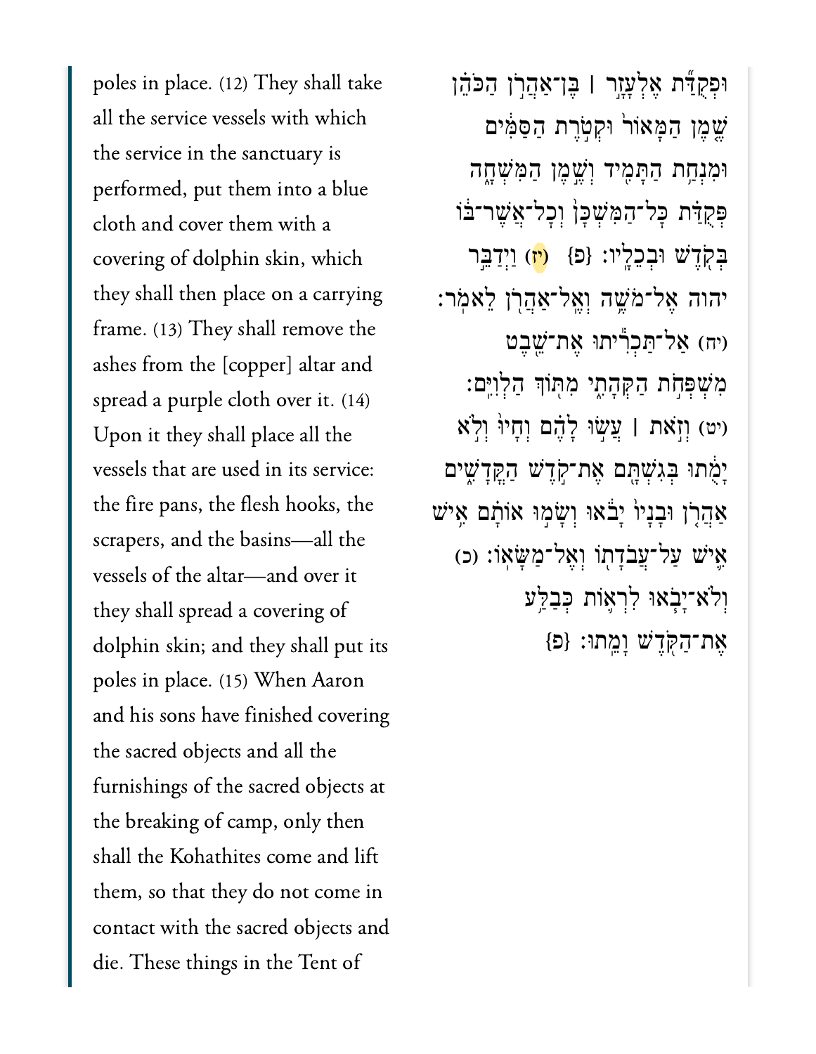poles in place. (12) They shall take all the service vessels with which the service in the sanctuary is performed, put them into a blue cloth and cover them with a covering of dolphin skin, which they shall then place on a carrying frame. (13) They shall remove the ashes from the [copper] altar and spread a purple cloth over it. (14) Upon it they shall place all the vessels that are used in its service: the fire pans, the flesh hooks, the scrapers, and the basins—all the vessels of the altar—and over it they shall spread a covering of dolphin skin; and they shall put its poles in place. (15) When Aaron and his sons have finished covering the sacred objects and all the furnishings of the sacred objects at the breaking of camp, only then shall the Kohathites come and lift them, so that they do not come in contact with the sacred objects and die. These things in the Tent of

וּפְקֻדַּ֞ת אֶלְעָזָ֣ר ׀ בֶּֽן־אַהֲרֹ֣ן הַכֹּהֵ֗ן שֶׁ֤מֶן הַמָּאוֹר֙ וּקְטֹ֣רֶת הַסַּמִּ֔ים וּמִנְחַ֥ת הַתָּמִ֖יד וְשֶׁ֣מֶן הַמִּשְׁחָ֑ה פְּקֻדַּ֗ת כָּל־הַמִּשְׁכָּן֙ וְכָל־אֲשֶׁר־בּ֔וֹ בְּקֹ֖דֶשׁ וּבְכֵלָֽיו׃ {פ} (יז) וַיְדַבֵּ֣ר יהוה אֶל־מֹשֶׁ֥ה וְאֶֽל־אַהֲרֹ֖ן לֵאמֹֽר׃ (יח) אַל־תַּכְרִ֕יתוּ אֶת־שֵׁ֖בֶט מִשְׁפְּחֹ֣ת הַקְּהָתִ֑י מִתּ֖וֹךְ הַלְוִיִּֽם׃ (יט) וְזֹ֣את ׀ עֲשׂ֣וּ לָהֶ֗ם וְחָיוּ֙ וְלֹ֣א יָמֻ֔תוּ בְּגִשְׁתָּ֖ם אֶת־קֹ֣דֶשׁ הַקֳּדָשִׁ֑ים אַהֲרֹ֤ן וּבָנָיו֙ יָבֹ֔אוּ וְשָׂמ֣וּ אוֹתָ֗ם אִ֥ישׁ אִ֛ישׁ עַל־עֲבֹדָת֖וֹ וְאֶל־מַשָּׂאֽוֹ׃ (כ) וְלֹֽא־יָבֹ֧אוּ לִרְא֛וֹת כְּבַלַּ֥ע אֶת־הַקֹּ֖דֶשׁ וָמֵֽתוּ׃ {פ}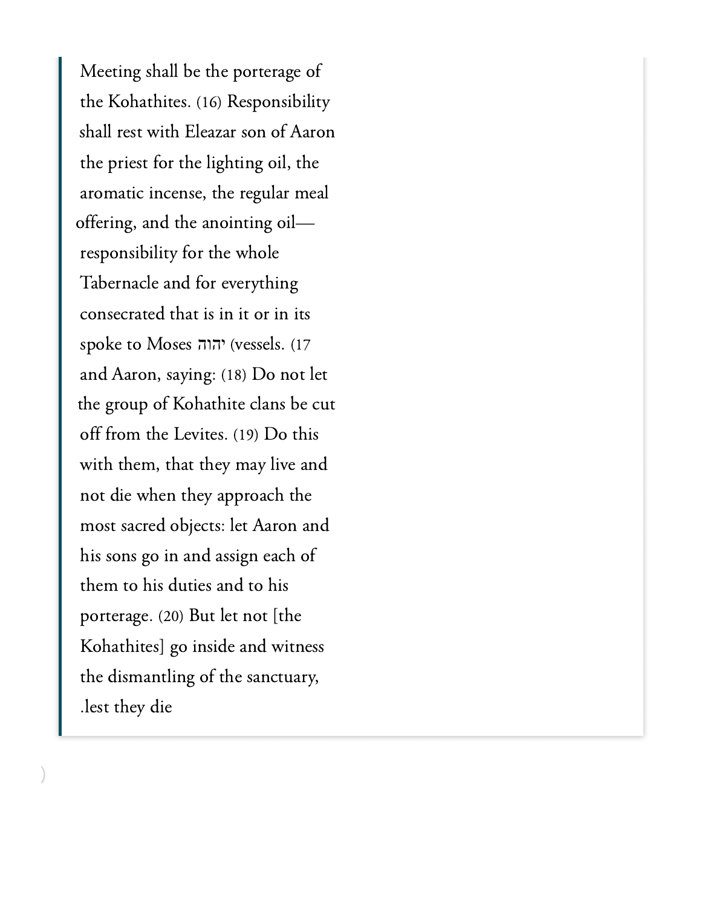Meeting shall be the porterage of the Kohathites. (16) Responsibility shall rest with Eleazar son of Aaron the priest for the lighting oil, the aromatic incense, the regular meal offering, and the anointing oil—responsibility for the whole Tabernacle and for everything consecrated that is in it or in its vessels. (17) יהוה spoke to Moses and Aaron, saying: (18) Do not let the group of Kohathite clans be cut off from the Levites. (19) Do this with them, that they may live and not die when they approach the most sacred objects: let Aaron and his sons go in and assign each of them to his duties and to his porterage. (20) But let not [the Kohathites] go inside and witness the dismantling of the sanctuary, lest they die.